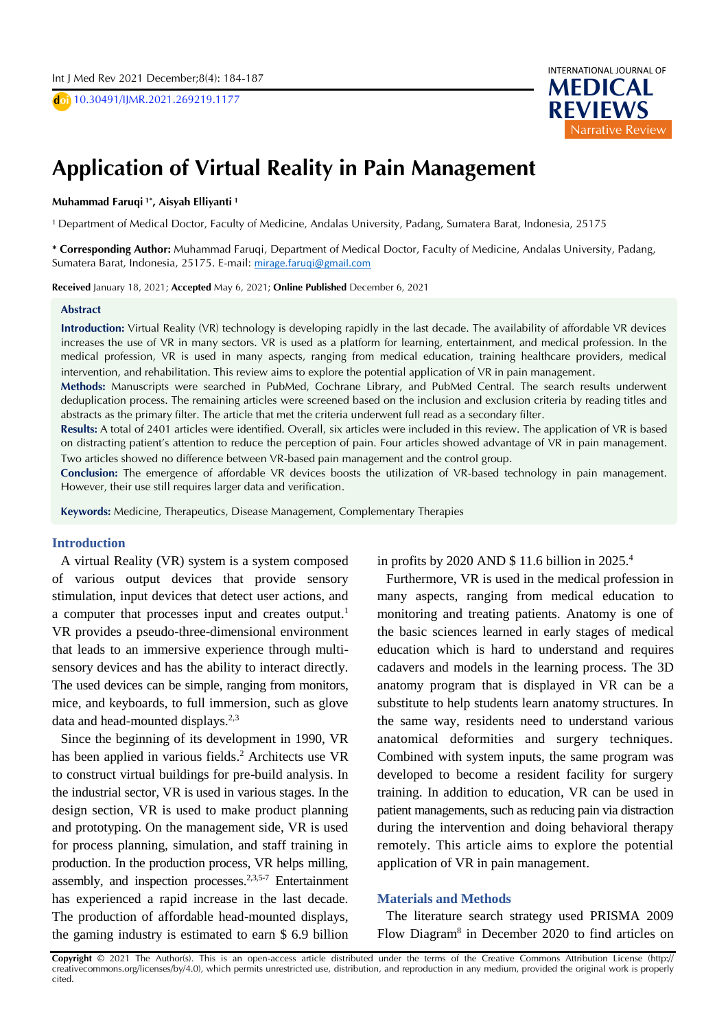# Application of Virtual Reality in Pain Management

**Muhammad Faruqi [1*], Aisyah Elliyanti [1]**

[1] Department of Medical Doctor, Faculty of Medicine, Andalas University, Padang, Sumatera Barat, Indonesia, 25175

**\* Corresponding Author:** Muhammad Faruqi, Department of Medical Doctor, Faculty of Medicine, Andalas University, Padang, Sumatera Barat, Indonesia, 25175. E-mail: mirage.faruqi@gmail.com

**Received** January 18, 2021; **Accepted** May 6, 2021; **Online Published** December 6, 2021

## Abstract

**Introduction:** Virtual Reality (VR) technology is developing rapidly in the last decade. The availability of affordable VR devices increases the use of VR in many sectors. VR is used as a platform for learning, entertainment, and medical profession. In the medical profession, VR is used in many aspects, ranging from medical education, training healthcare providers, medical intervention, and rehabilitation. This review aims to explore the potential application of VR in pain management.

**Methods:** Manuscripts were searched in PubMed, Cochrane Library, and PubMed Central. The search results underwent deduplication process. The remaining articles were screened based on the inclusion and exclusion criteria by reading titles and abstracts as the primary filter. The article that met the criteria underwent full read as a secondary filter.

**Results:** A total of 2401 articles were identified. Overall, six articles were included in this review. The application of VR is based on distracting patient's attention to reduce the perception of pain. Four articles showed advantage of VR in pain management. Two articles showed no difference between VR-based pain management and the control group.

**Conclusion:** The emergence of affordable VR devices boosts the utilization of VR-based technology in pain management. However, their use still requires larger data and verification.

**Keywords:** Medicine, Therapeutics, Disease Management, Complementary Therapies

## Introduction

A virtual Reality (VR) system is a system composed of various output devices that provide sensory stimulation, input devices that detect user actions, and a computer that processes input and creates output.[1] VR provides a pseudo-three-dimensional environment that leads to an immersive experience through multi-sensory devices and has the ability to interact directly. The used devices can be simple, ranging from monitors, mice, and keyboards, to full immersion, such as glove data and head-mounted displays.[2,3]

Since the beginning of its development in 1990, VR has been applied in various fields.[2] Architects use VR to construct virtual buildings for pre-build analysis. In the industrial sector, VR is used in various stages. In the design section, VR is used to make product planning and prototyping. On the management side, VR is used for process planning, simulation, and staff training in production. In the production process, VR helps milling, assembly, and inspection processes.[2,3,5-7] Entertainment has experienced a rapid increase in the last decade. The production of affordable head-mounted displays, the gaming industry is estimated to earn $ 6.9 billion in profits by 2020 AND $ 11.6 billion in 2025.[4]

Furthermore, VR is used in the medical profession in many aspects, ranging from medical education to monitoring and treating patients. Anatomy is one of the basic sciences learned in early stages of medical education which is hard to understand and requires cadavers and models in the learning process. The 3D anatomy program that is displayed in VR can be a substitute to help students learn anatomy structures. In the same way, residents need to understand various anatomical deformities and surgery techniques. Combined with system inputs, the same program was developed to become a resident facility for surgery training. In addition to education, VR can be used in patient managements, such as reducing pain via distraction during the intervention and doing behavioral therapy remotely. This article aims to explore the potential application of VR in pain management.

## Materials and Methods

The literature search strategy used PRISMA 2009 Flow Diagram[8] in December 2020 to find articles on

**Copyright** © 2021 The Author(s). This is an open-access article distributed under the terms of the Creative Commons Attribution License (http://creativecommons.org/licenses/by/4.0), which permits unrestricted use, distribution, and reproduction in any medium, provided the original work is properly cited.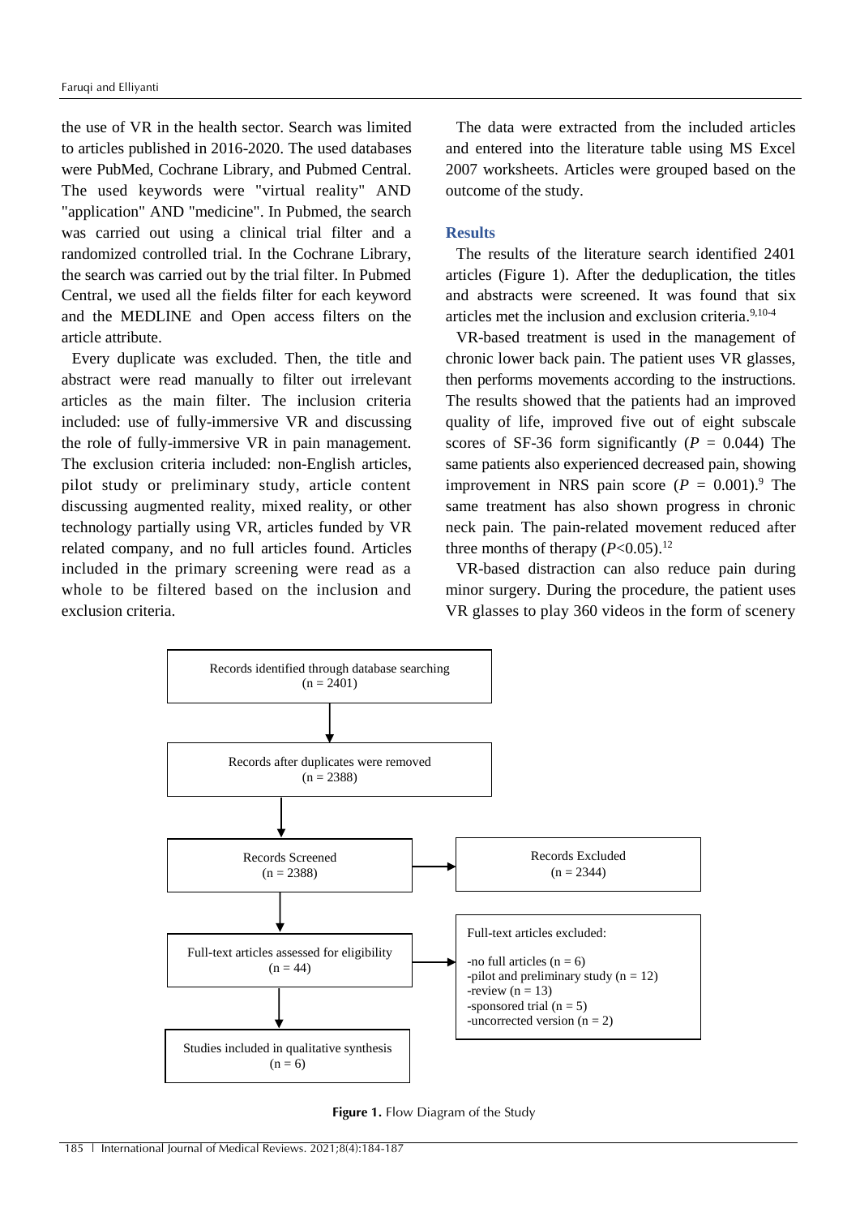the use of VR in the health sector. Search was limited to articles published in 2016-2020. The used databases were PubMed, Cochrane Library, and Pubmed Central. The used keywords were "virtual reality" AND "application" AND "medicine". In Pubmed, the search was carried out using a clinical trial filter and a randomized controlled trial. In the Cochrane Library, the search was carried out by the trial filter. In Pubmed Central, we used all the fields filter for each keyword and the MEDLINE and Open access filters on the article attribute.

Every duplicate was excluded. Then, the title and abstract were read manually to filter out irrelevant articles as the main filter. The inclusion criteria included: use of fully-immersive VR and discussing the role of fully-immersive VR in pain management. The exclusion criteria included: non-English articles, pilot study or preliminary study, article content discussing augmented reality, mixed reality, or other technology partially using VR, articles funded by VR related company, and no full articles found. Articles included in the primary screening were read as a whole to be filtered based on the inclusion and exclusion criteria.

The data were extracted from the included articles and entered into the literature table using MS Excel 2007 worksheets. Articles were grouped based on the outcome of the study.

## Results

The results of the literature search identified 2401 articles (Figure 1). After the deduplication, the titles and abstracts were screened. It was found that six articles met the inclusion and exclusion criteria.[9,10-4]

VR-based treatment is used in the management of chronic lower back pain. The patient uses VR glasses, then performs movements according to the instructions. The results showed that the patients had an improved quality of life, improved five out of eight subscale scores of SF-36 form significantly ($P$ = 0.044) The same patients also experienced decreased pain, showing improvement in NRS pain score ($P$ = 0.001).[9] The same treatment has also shown progress in chronic neck pain. The pain-related movement reduced after three months of therapy ($P$<0.05).[12]

VR-based distraction can also reduce pain during minor surgery. During the procedure, the patient uses VR glasses to play 360 videos in the form of scenery

Records identified through database searching (n = 2401)
↓
Records after duplicates were removed (n = 2388)
↓
Records Screened (n = 2388) → Records Excluded (n = 2344)
↓
Full-text articles assessed for eligibility (n = 44) → Full-text articles excluded:
- no full articles (n = 6)
- pilot and preliminary study (n = 12)
- review (n = 13)
- sponsored trial (n = 5)
- uncorrected version (n = 2)

↓
Studies included in qualitative synthesis (n = 6)

**Figure 1.** Flow Diagram of the Study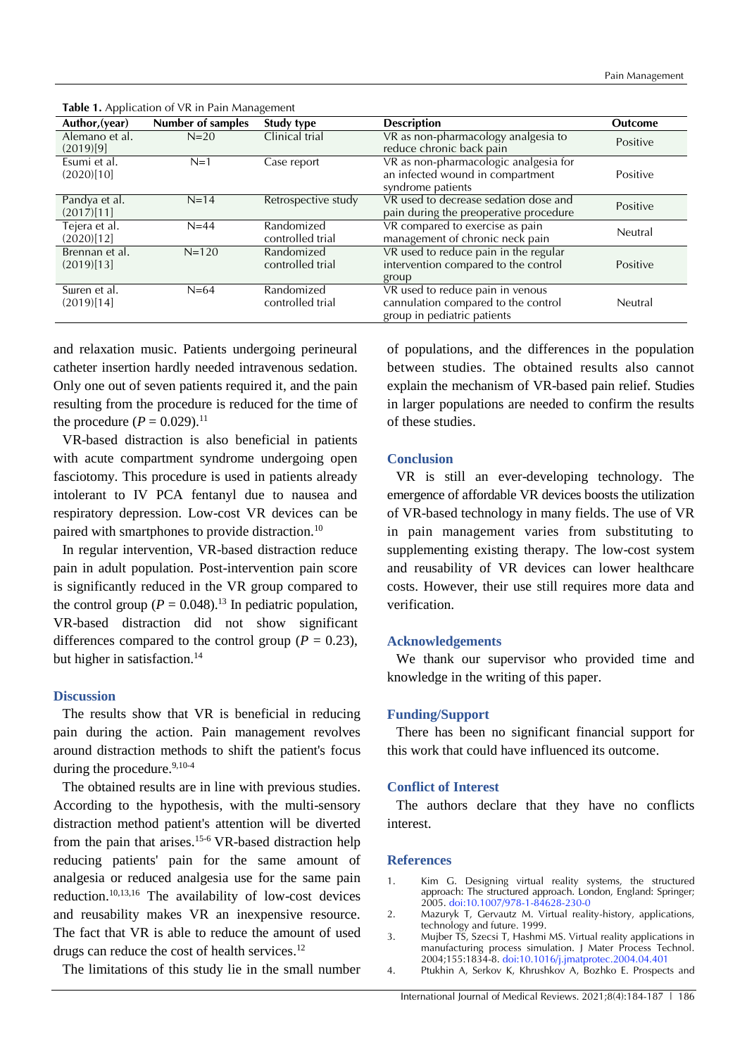**Table 1.** Application of VR in Pain Management

| Author,(year) | Number of samples | Study type | Description | Outcome |
|---|---|---|---|---|
| Alemano et al. (2019)[9] | N=20 | Clinical trial | VR as non-pharmacology analgesia to reduce chronic back pain | Positive |
| Esumi et al. (2020)[10] | N=1 | Case report | VR as non-pharmacologic analgesia for an infected wound in compartment syndrome patients | Positive |
| Pandya et al. (2017)[11] | N=14 | Retrospective study | VR used to decrease sedation dose and pain during the preoperative procedure | Positive |
| Tejera et al. (2020)[12] | N=44 | Randomized controlled trial | VR compared to exercise as pain management of chronic neck pain | Neutral |
| Brennan et al. (2019)[13] | N=120 | Randomized controlled trial | VR used to reduce pain in the regular intervention compared to the control group | Positive |
| Suıren et al. (2019)[14] | N=64 | Randomized controlled trial | VR used to reduce pain in venous cannulation compared to the control group in pediatric patients | Neutral |

and relaxation music. Patients undergoing perineural catheter insertion hardly needed intravenous sedation. Only one out of seven patients required it, and the pain resulting from the procedure is reduced for the time of the procedure ($P = 0.029$).[11]

VR-based distraction is also beneficial in patients with acute compartment syndrome undergoing open fasciotomy. This procedure is used in patients already intolerant to IV PCA fentanyl due to nausea and respiratory depression. Low-cost VR devices can be paired with smartphones to provide distraction.[10]

In regular intervention, VR-based distraction reduce pain in adult population. Post-intervention pain score is significantly reduced in the VR group compared to the control group ($P = 0.048$).[13] In pediatric population, VR-based distraction did not show significant differences compared to the control group ($P = 0.23$), but higher in satisfaction.[14]

## Discussion

The results show that VR is beneficial in reducing pain during the action. Pain management revolves around distraction methods to shift the patient's focus during the procedure.[9,10-4]

The obtained results are in line with previous studies. According to the hypothesis, with the multi-sensory distraction method patient's attention will be diverted from the pain that arises.[15-6] VR-based distraction help reducing patients' pain for the same amount of analgesia or reduced analgesia use for the same pain reduction.[10,13,16] The availability of low-cost devices and reusability makes VR an inexpensive resource. The fact that VR is able to reduce the amount of used drugs can reduce the cost of health services.[12]

The limitations of this study lie in the small number of populations, and the differences in the population between studies. The obtained results also cannot explain the mechanism of VR-based pain relief. Studies in larger populations are needed to confirm the results of these studies.

## Conclusion

VR is still an ever-developing technology. The emergence of affordable VR devices boosts the utilization of VR-based technology in many fields. The use of VR in pain management varies from substituting to supplementing existing therapy. The low-cost system and reusability of VR devices can lower healthcare costs. However, their use still requires more data and verification.

## Acknowledgements

We thank our supervisor who provided time and knowledge in the writing of this paper.

## Funding/Support

There has been no significant financial support for this work that could have influenced its outcome.

## Conflict of Interest

The authors declare that they have no conflicts interest.

## References

1. Kim G. Designing virtual reality systems, the structured approach: The structured approach. London, England: Springer; 2005. doi:10.1007/978-1-84628-230-0
2. Mazuryk T, Gervautz M. Virtual reality-history, applications, technology and future. 1999.
3. Mujber TS, Szecsi T, Hashmi MS. Virtual reality applications in manufacturing process simulation. J Mater Process Technol. 2004;155:1834-8. doi:10.1016/j.jmatprotec.2004.04.401
4. Ptukhin A, Serkov K, Khrushkov A, Bozhko E. Prospects and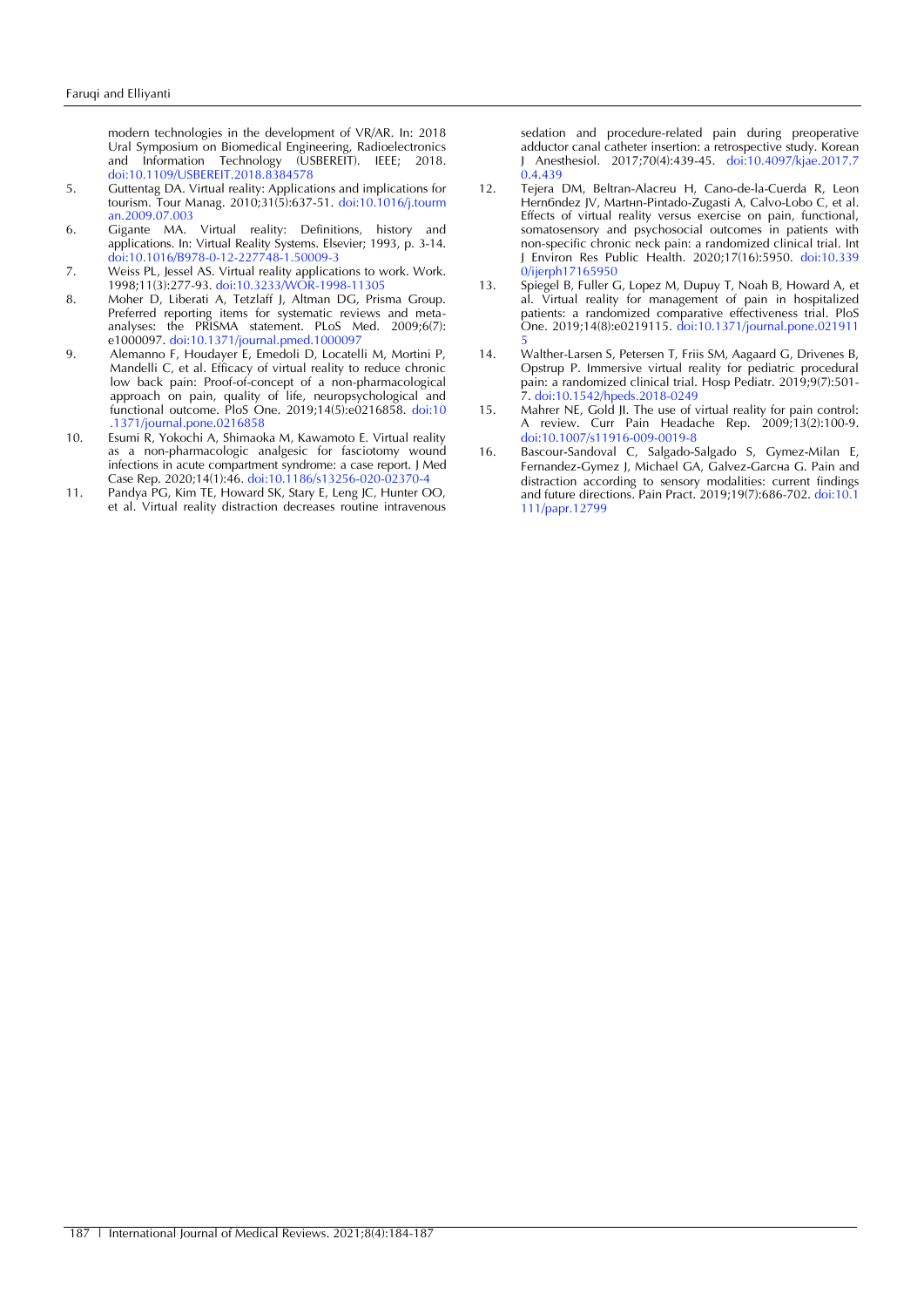modern technologies in the development of VR/AR. In: 2018 Ural Symposium on Biomedical Engineering, Radioelectronics and Information Technology (USBEREIT). IEEE; 2018. doi:10.1109/USBEREIT.2018.8384578

5. Guttentag DA. Virtual reality: Applications and implications for tourism. Tour Manag. 2010;31(5):637-51. doi:10.1016/j.tourman.2009.07.003
6. Gigante MA. Virtual reality: Definitions, history and applications. In: Virtual Reality Systems. Elsevier; 1993, p. 3-14. doi:10.1016/B978-0-12-227748-1.50009-3
7. Weiss PL, Jessel AS. Virtual reality applications to work. Work. 1998;11(3):277-93. doi:10.3233/WOR-1998-11305
8. Moher D, Liberati A, Tetzlaff J, Altman DG, Prisma Group. Preferred reporting items for systematic reviews and meta-analyses: the PRISMA statement. PLoS Med. 2009;6(7): e1000097. doi:10.1371/journal.pmed.1000097
9. Alemanno F, Houdayer E, Emedoli D, Locatelli M, Mortini P, Mandelli C, et al. Efficacy of virtual reality to reduce chronic low back pain: Proof-of-concept of a non-pharmacological approach on pain, quality of life, neuropsychological and functional outcome. PloS One. 2019;14(5):e0216858. doi:10.1371/journal.pone.0216858
10. Esumi R, Yokochi A, Shimaoka M, Kawamoto E. Virtual reality as a non-pharmacologic analgesic for fasciotomy wound infections in acute compartment syndrome: a case report. J Med Case Rep. 2020;14(1):46. doi:10.1186/s13256-020-02370-4
11. Pandya PG, Kim TE, Howard SK, Stary E, Leng JC, Hunter OO, et al. Virtual reality distraction decreases routine intravenous sedation and procedure-related pain during preoperative adductor canal catheter insertion: a retrospective study. Korean J Anesthesiol. 2017;70(4):439-45. doi:10.4097/kjae.2017.70.4.439
12. Tejera DM, Beltran-Alacreu H, Cano-de-la-Cuerda R, Leon Hernбndez JV, Martнn-Pintado-Zugasti A, Calvo-Lobo C, et al. Effects of virtual reality versus exercise on pain, functional, somatosensory and psychosocial outcomes in patients with non-specific chronic neck pain: a randomized clinical trial. Int J Environ Res Public Health. 2020;17(16):5950. doi:10.3390/ijerph17165950
13. Spiegel B, Fuller G, Lopez M, Dupuy T, Noah B, Howard A, et al. Virtual reality for management of pain in hospitalized patients: a randomized comparative effectiveness trial. PloS One. 2019;14(8):e0219115. doi:10.1371/journal.pone.0219115
14. Walther-Larsen S, Petersen T, Friis SM, Aagaard G, Drivenes B, Opstrup P. Immersive virtual reality for pediatric procedural pain: a randomized clinical trial. Hosp Pediatr. 2019;9(7):501-7. doi:10.1542/hpeds.2018-0249
15. Mahrer NE, Gold JI. The use of virtual reality for pain control: A review. Curr Pain Headache Rep. 2009;13(2):100-9. doi:10.1007/s11916-009-0019-8
16. Bascour-Sandoval C, Salgado-Salgado S, Gymez-Milan E, Fernandez-Gymez J, Michael GA, Galvez-Garcнa G. Pain and distraction according to sensory modalities: current findings and future directions. Pain Pract. 2019;19(7):686-702. doi:10.1111/papr.12799